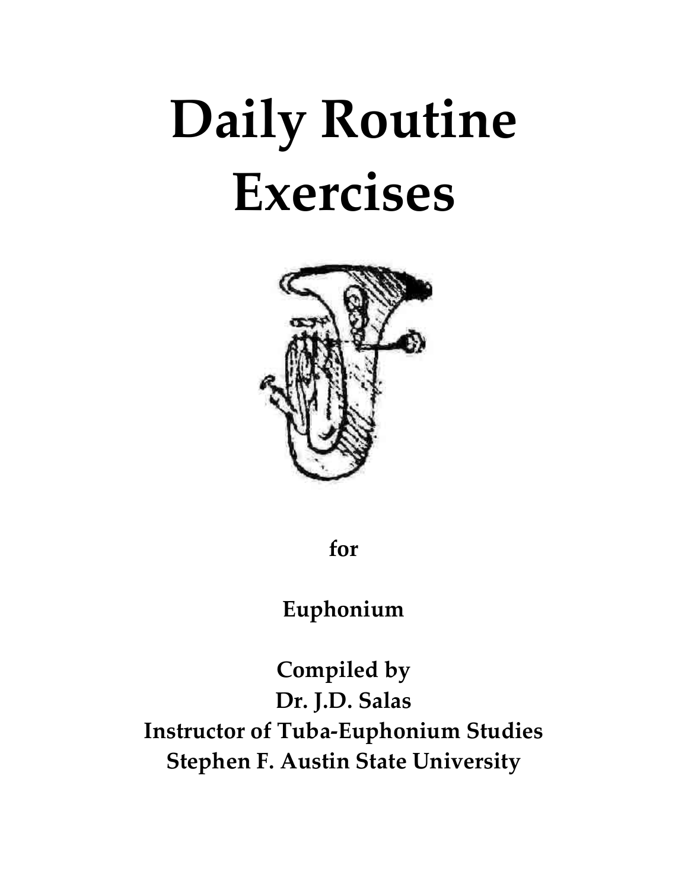# Daily Routine Exercises

**for**

**Euphonium**

**Compiled by**
**Dr. J.D. Salas**
**Instructor of Tuba-Euphonium Studies**
**Stephen F. Austin State University**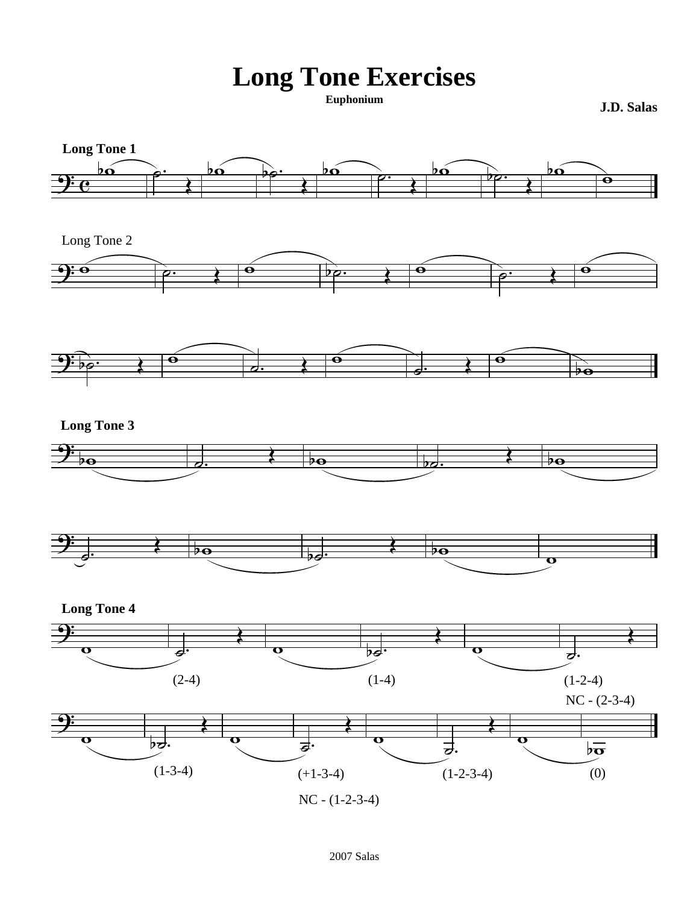# Long Tone Exercises

**Euphonium**

**J.D. Salas**

**Long Tone 1**

Long Tone 2

**Long Tone 3**

**Long Tone 4**

(2-4) (1-4) (1-2-4)

NC - (2-3-4)

(1-3-4) (+1-3-4) (1-2-3-4) (0)

NC - (1-2-3-4)

2007 Salas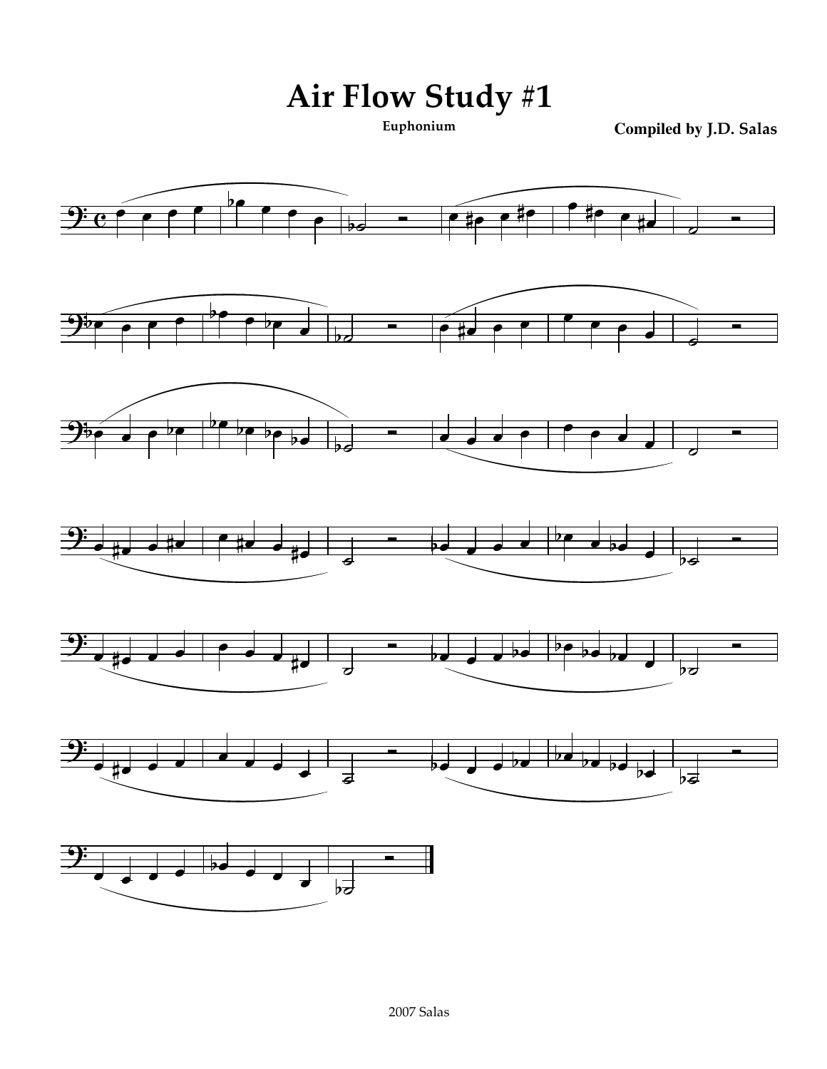# Air Flow Study #1

**Euphonium**

**Compiled by J.D. Salas**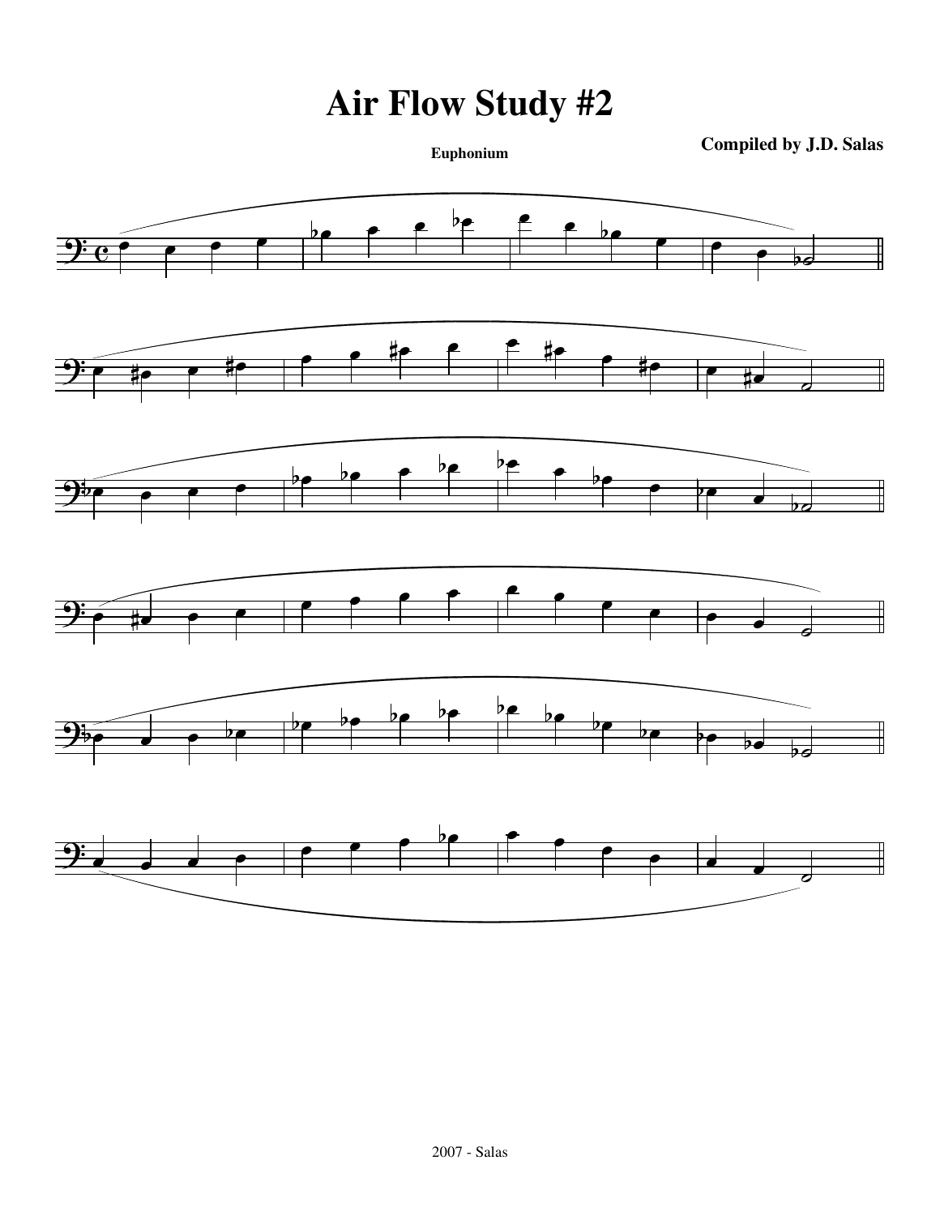# Air Flow Study #2

**Euphonium**

**Compiled by J.D. Salas**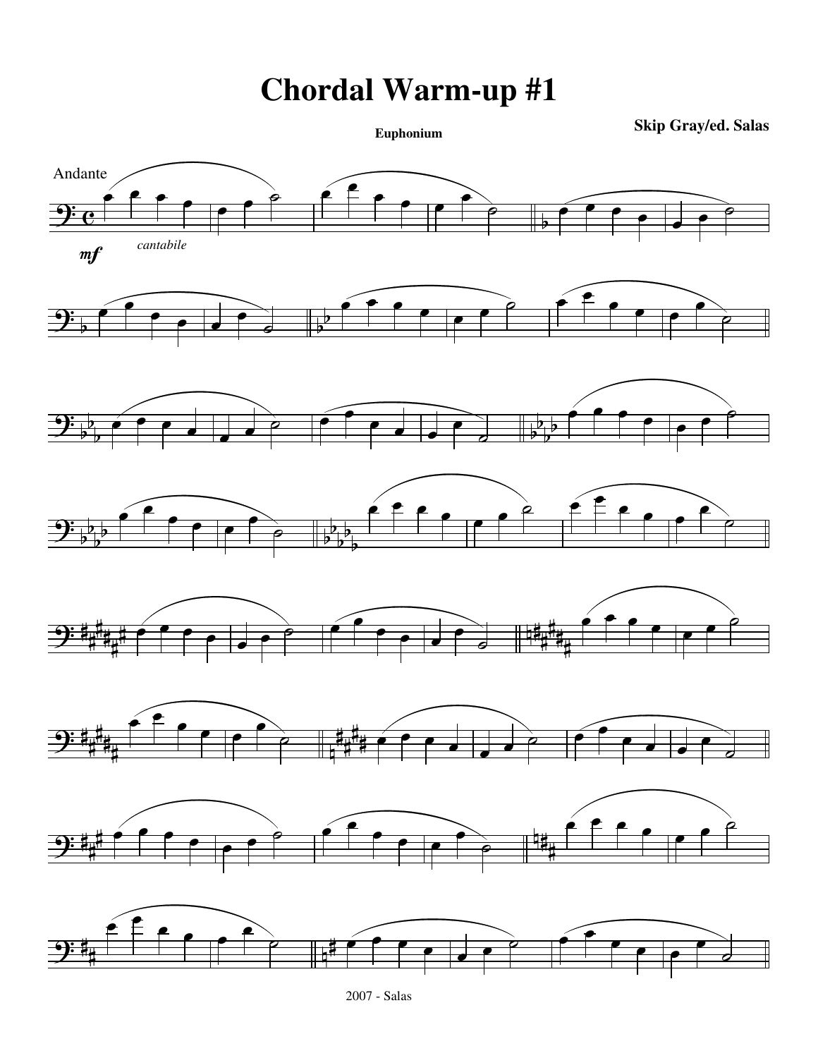# Chordal Warm-up #1

**Euphonium**

**Skip Gray/ed. Salas**

Andante

*mf* *cantabile*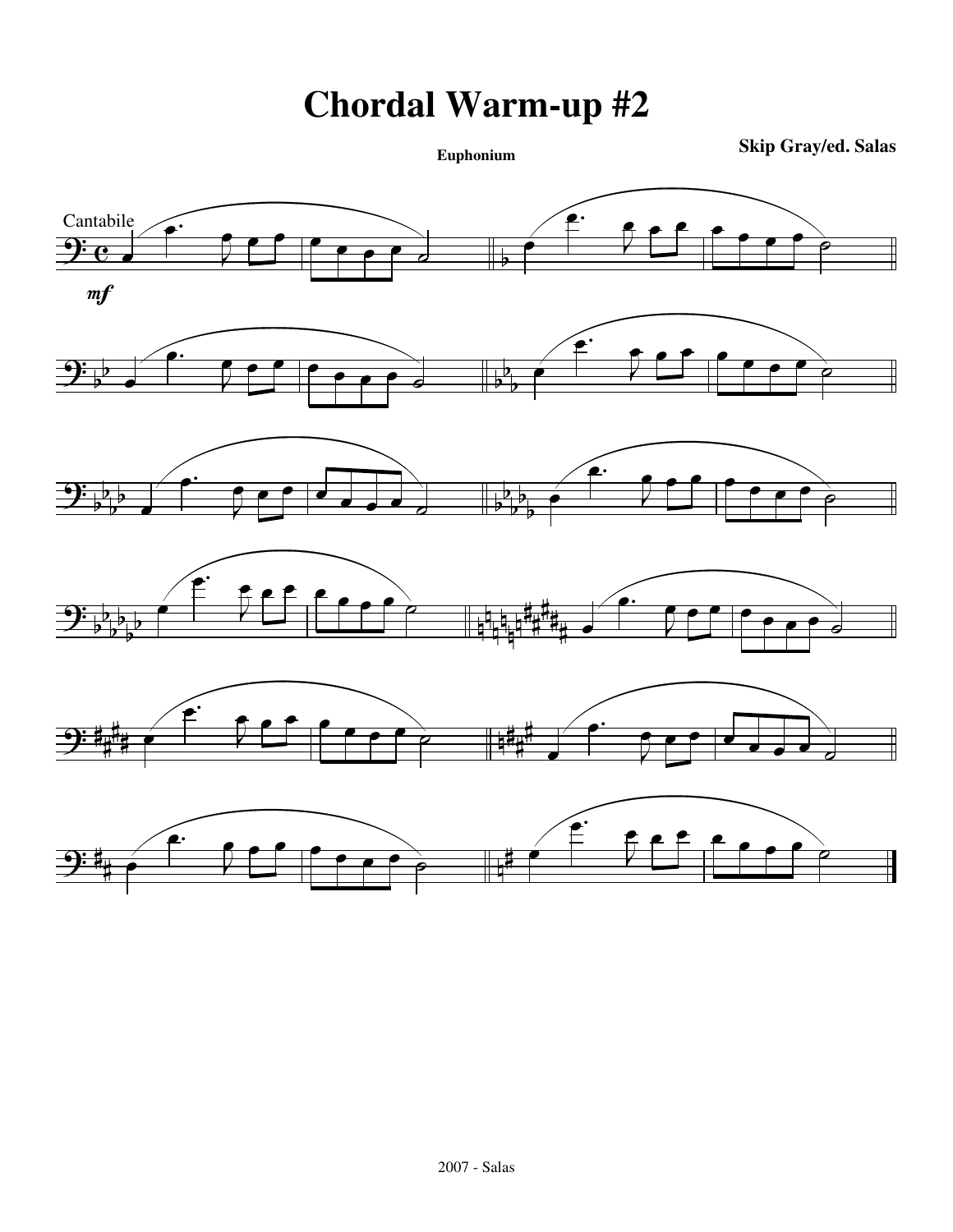# Chordal Warm-up #2

**Euphonium**

**Skip Gray/ed. Salas**

Cantabile

*mf*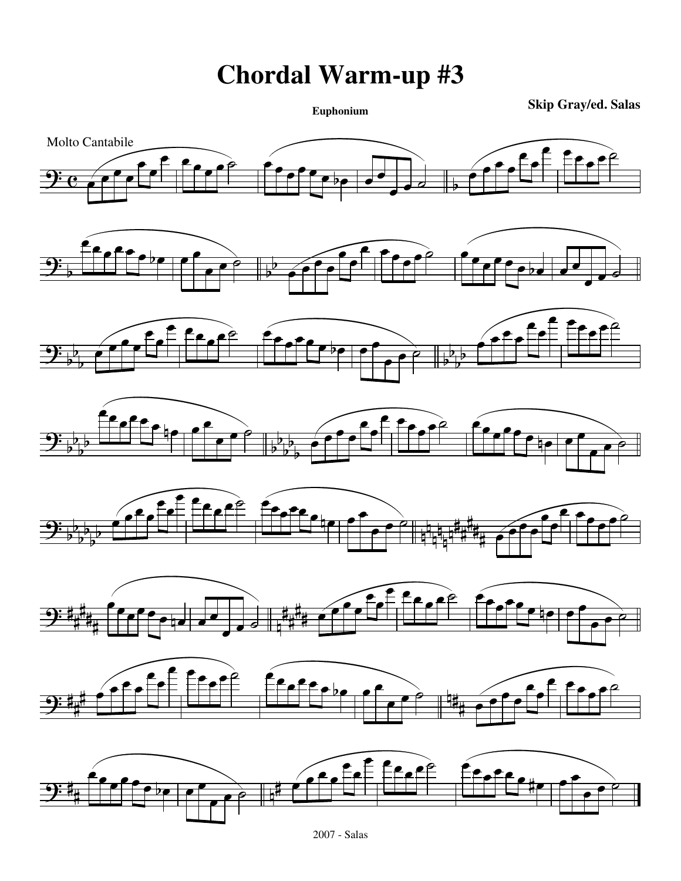# Chordal Warm-up #3

**Euphonium**

**Skip Gray/ed. Salas**

Molto Cantabile

2007 - Salas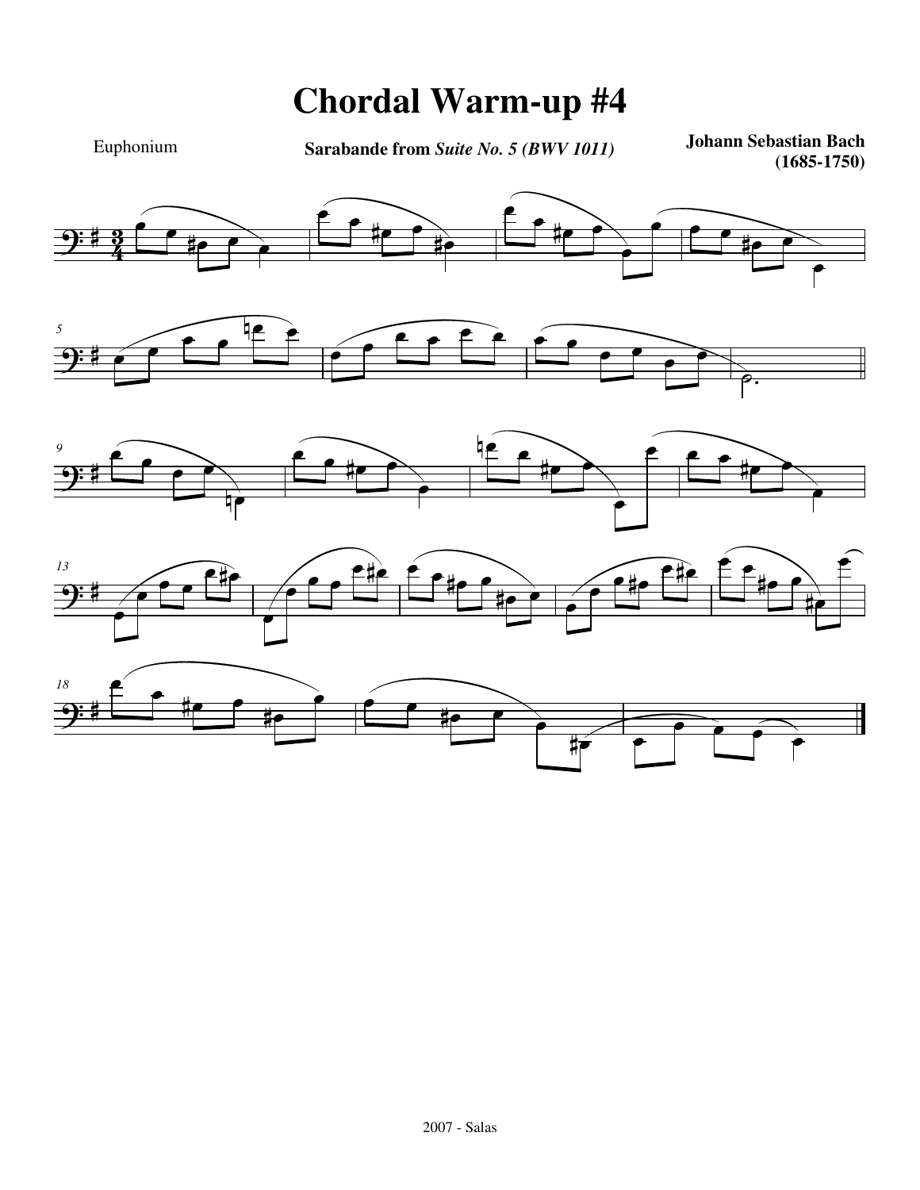# Chordal Warm-up #4

Euphonium

**Sarabande from *Suite No. 5 (BWV 1011)***

**Johann Sebastian Bach (1685-1750)**

2007 - Salas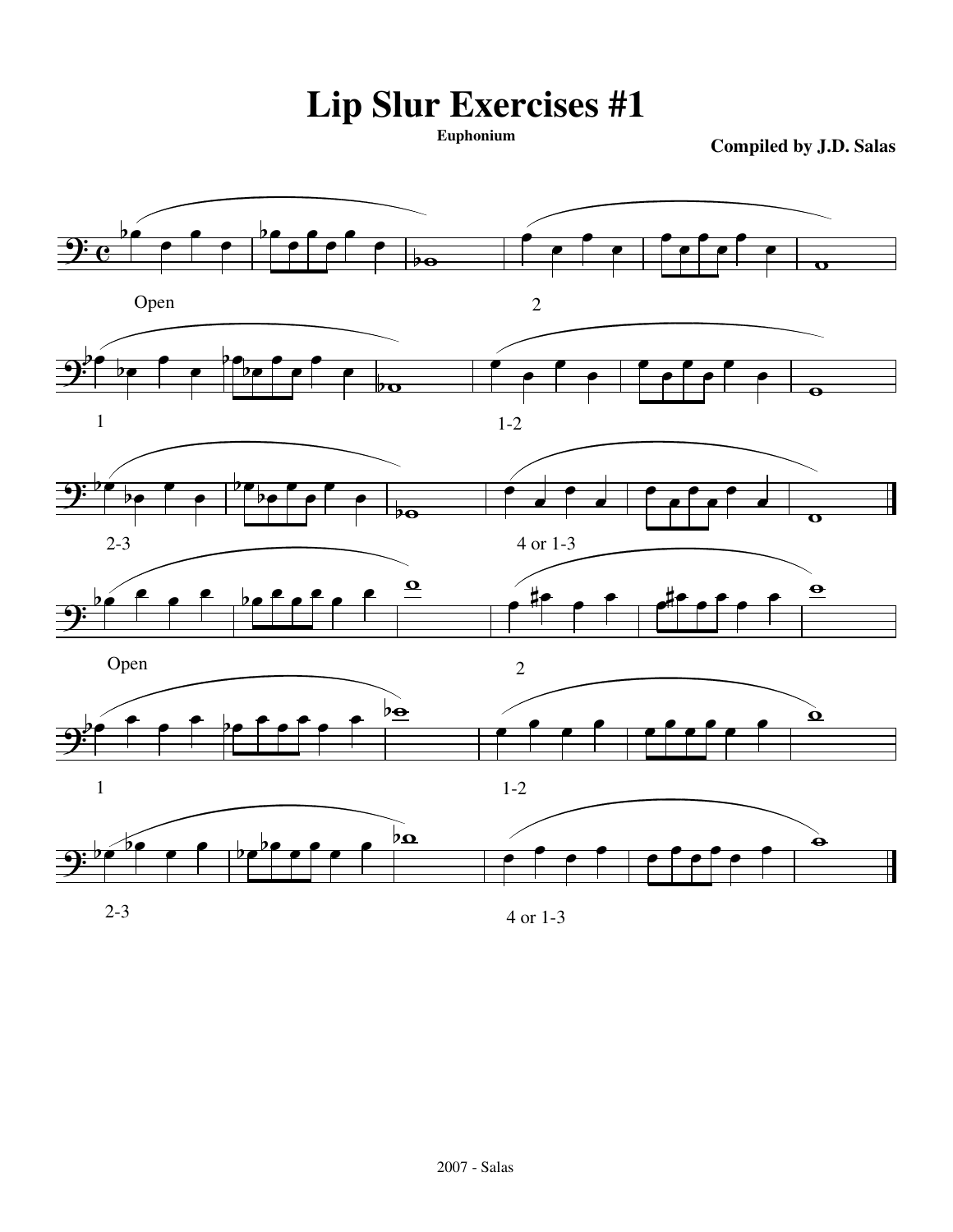# Lip Slur Exercises #1

**Euphonium**

**Compiled by J.D. Salas**

Open

2

1

1-2

2-3

4 or 1-3

Open

2

1

1-2

2-3

4 or 1-3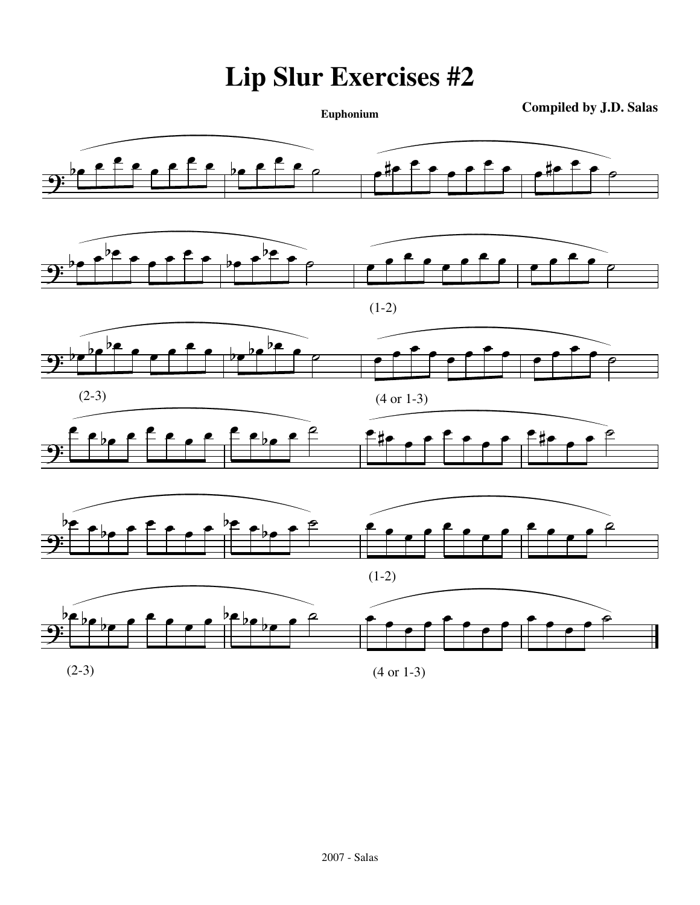# Lip Slur Exercises #2

**Euphonium**

**Compiled by J.D. Salas**

(1-2)

(2-3)

(4 or 1-3)

(1-2)

(2-3)

(4 or 1-3)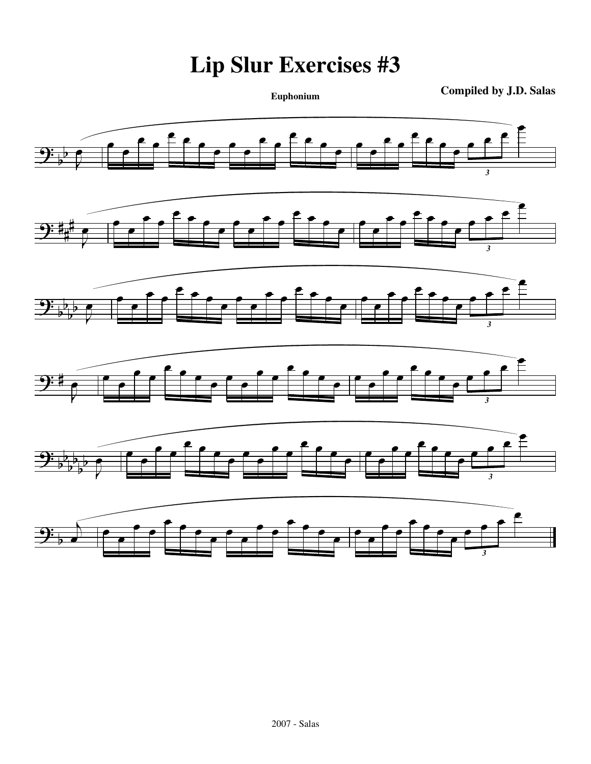# Lip Slur Exercises #3

**Euphonium**

**Compiled by J.D. Salas**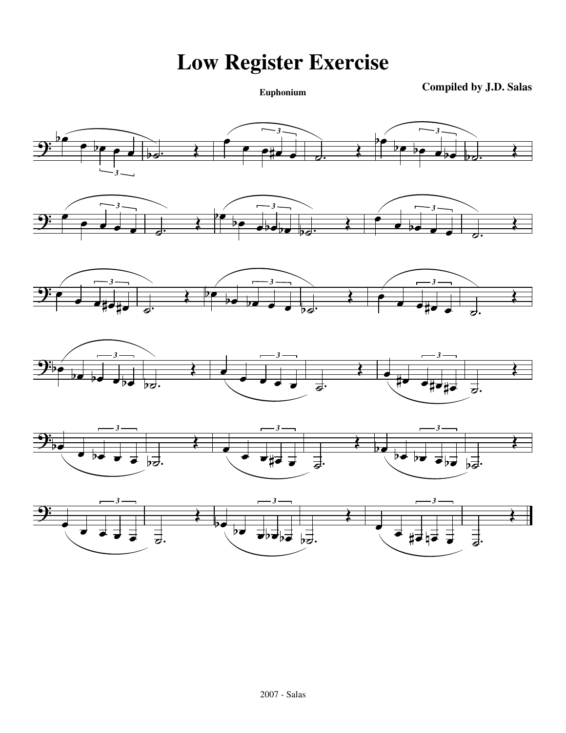# Low Register Exercise

**Euphonium**

**Compiled by J.D. Salas**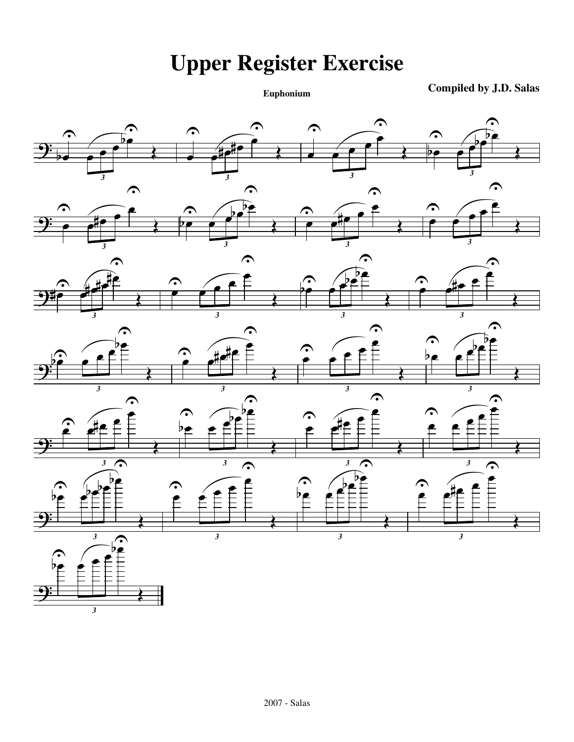# Upper Register Exercise

**Euphonium**

**Compiled by J.D. Salas**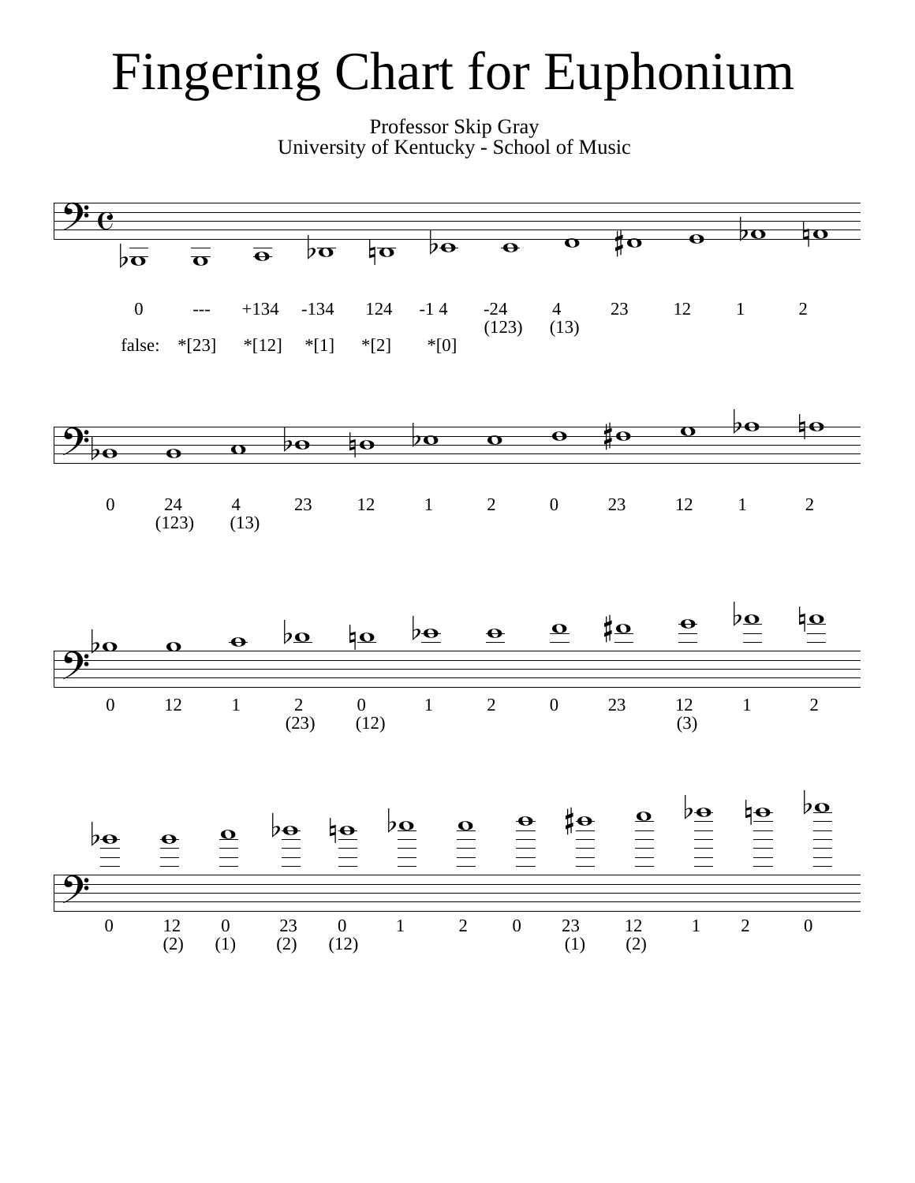# Fingering Chart for Euphonium

Professor Skip Gray
University of Kentucky - School of Music

0 --- +134 -134 124 -1 4 -24 4 23 12 1 2
(123) (13)
false: *[23] *[12] *[1] *[2] *[0]

0 24 4 23 12 1 2 0 23 12 1 2
(123) (13)

0 12 1 2 0 1 2 0 23 12 1 2
(23) (12) (3)

0 12 0 23 0 1 2 0 23 12 1 2 0
(2) (1) (2) (12) (1) (2)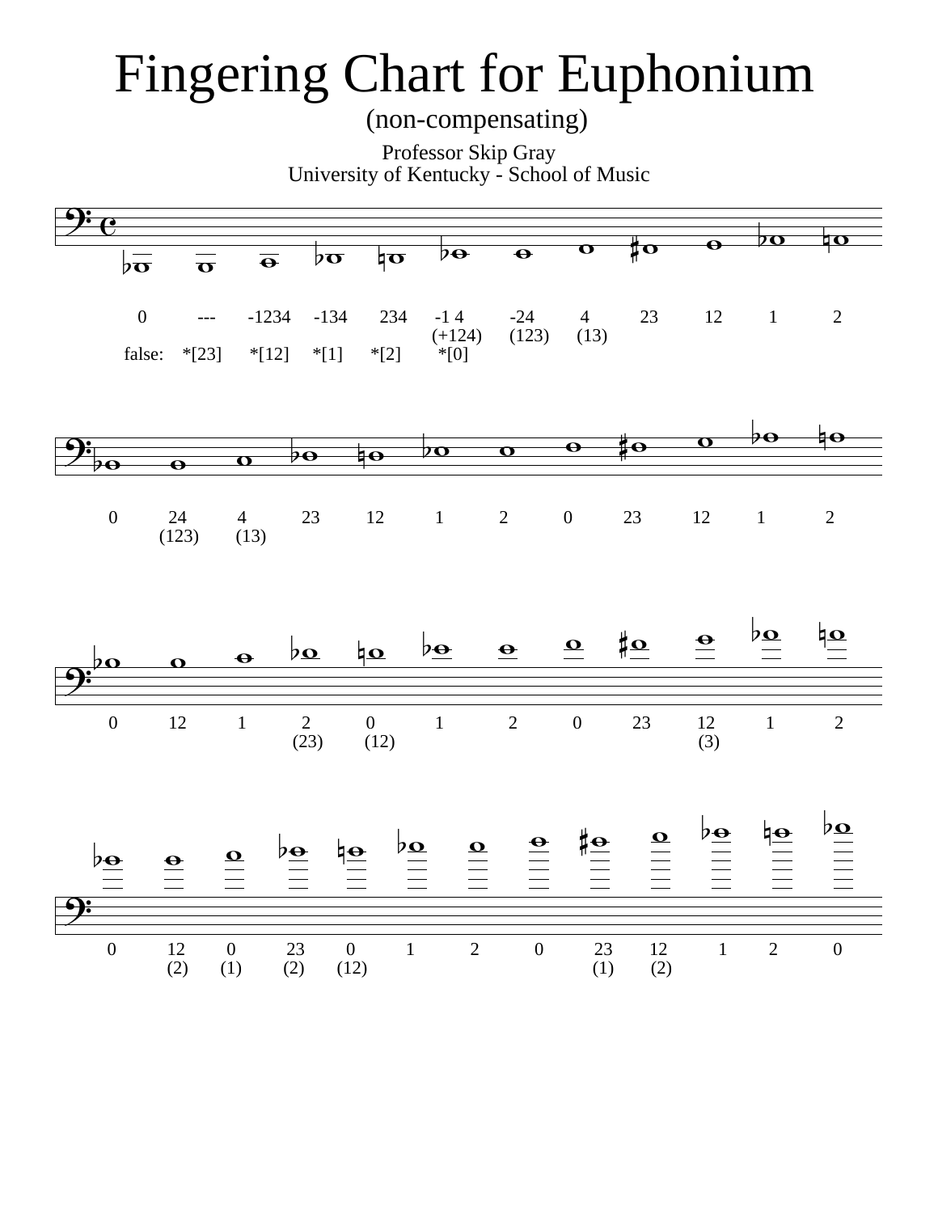# Fingering Chart for Euphonium

(non-compensating)

Professor Skip Gray
University of Kentucky - School of Music

0 --- -1234 -134 234 -1 4 -24 4 23 12 1 2

(+124) (123) (13)

false: *[23] *[12] *[1] *[2] *[0]

0 24 4 23 12 1 2 0 23 12 1 2

(123) (13)

0 12 1 2 0 1 2 0 23 12 1 2

(23) (12) (3)

0 12 0 23 0 1 2 0 23 12 1 2 0

(2) (1) (2) (12) (1) (2)